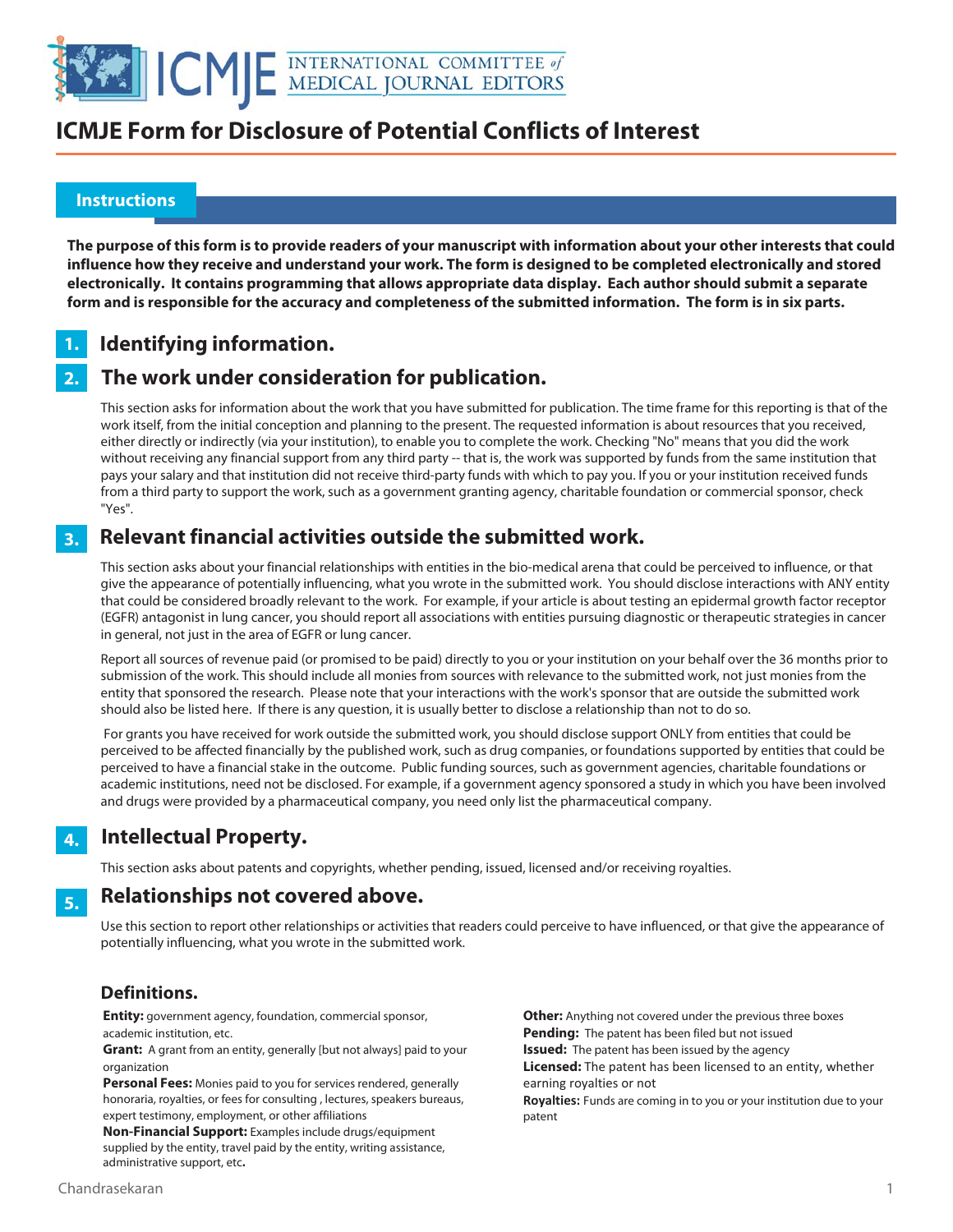# ICMJE Form for Disclosure of Potential Conflicts of Interest

## Instructions

**The purpose of this form is to provide readers of your manuscript with information about your other interests that could influence how they receive and understand your work. The form is designed to be completed electronically and stored electronically. It contains programming that allows appropriate data display. Each author should submit a separate form and is responsible for the accuracy and completeness of the submitted information. The form is in six parts.**

## 1. Identifying information.

## 2. The work under consideration for publication.

This section asks for information about the work that you have submitted for publication. The time frame for this reporting is that of the work itself, from the initial conception and planning to the present. The requested information is about resources that you received, either directly or indirectly (via your institution), to enable you to complete the work. Checking "No" means that you did the work without receiving any financial support from any third party -- that is, the work was supported by funds from the same institution that pays your salary and that institution did not receive third-party funds with which to pay you. If you or your institution received funds from a third party to support the work, such as a government granting agency, charitable foundation or commercial sponsor, check "Yes".

## 3. Relevant financial activities outside the submitted work.

This section asks about your financial relationships with entities in the bio-medical arena that could be perceived to influence, or that give the appearance of potentially influencing, what you wrote in the submitted work. You should disclose interactions with ANY entity that could be considered broadly relevant to the work. For example, if your article is about testing an epidermal growth factor receptor (EGFR) antagonist in lung cancer, you should report all associations with entities pursuing diagnostic or therapeutic strategies in cancer in general, not just in the area of EGFR or lung cancer.

Report all sources of revenue paid (or promised to be paid) directly to you or your institution on your behalf over the 36 months prior to submission of the work. This should include all monies from sources with relevance to the submitted work, not just monies from the entity that sponsored the research. Please note that your interactions with the work's sponsor that are outside the submitted work should also be listed here. If there is any question, it is usually better to disclose a relationship than not to do so.

For grants you have received for work outside the submitted work, you should disclose support ONLY from entities that could be perceived to be affected financially by the published work, such as drug companies, or foundations supported by entities that could be perceived to have a financial stake in the outcome. Public funding sources, such as government agencies, charitable foundations or academic institutions, need not be disclosed. For example, if a government agency sponsored a study in which you have been involved and drugs were provided by a pharmaceutical company, you need only list the pharmaceutical company.

## 4. Intellectual Property.

This section asks about patents and copyrights, whether pending, issued, licensed and/or receiving royalties.

## 5. Relationships not covered above.

Use this section to report other relationships or activities that readers could perceive to have influenced, or that give the appearance of potentially influencing, what you wrote in the submitted work.

### Definitions.

**Entity:** government agency, foundation, commercial sponsor, academic institution, etc.

**Grant:** A grant from an entity, generally [but not always] paid to your organization

**Personal Fees:** Monies paid to you for services rendered, generally honoraria, royalties, or fees for consulting , lectures, speakers bureaus, expert testimony, employment, or other affiliations

**Non-Financial Support:** Examples include drugs/equipment supplied by the entity, travel paid by the entity, writing assistance, administrative support, etc**.**

**Other:** Anything not covered under the previous three boxes

**Pending:** The patent has been filed but not issued

**Issued:** The patent has been issued by the agency

**Licensed:** The patent has been licensed to an entity, whether earning royalties or not

**Royalties:** Funds are coming in to you or your institution due to your patent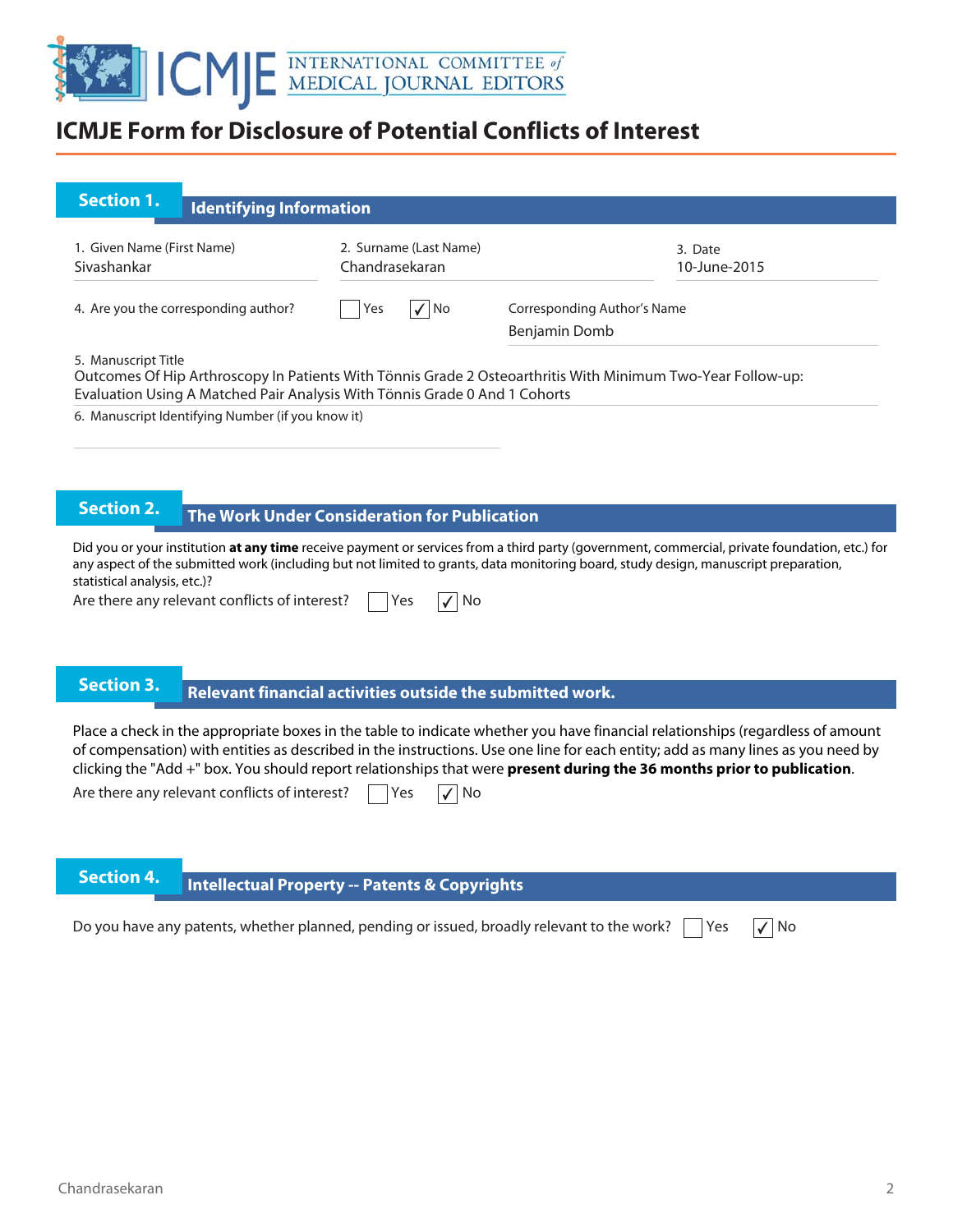# ICMJE Form for Disclosure of Potential Conflicts of Interest

## Section 1. Identifying Information

1. Given Name (First Name): Sivashankar
2. Surname (Last Name): Chandrasekaran
3. Date: 10-June-2015
4. Are you the corresponding author? ☐ Yes ☑ No

Corresponding Author's Name: Benjamin Domb

5. Manuscript Title
Outcomes Of Hip Arthroscopy In Patients With Tönnis Grade 2 Osteoarthritis With Minimum Two-Year Follow-up: Evaluation Using A Matched Pair Analysis With Tönnis Grade 0 And 1 Cohorts

6. Manuscript Identifying Number (if you know it)

## Section 2. The Work Under Consideration for Publication

Did you or your institution **at any time** receive payment or services from a third party (government, commercial, private foundation, etc.) for any aspect of the submitted work (including but not limited to grants, data monitoring board, study design, manuscript preparation, statistical analysis, etc.)?

Are there any relevant conflicts of interest? ☐ Yes ☑ No

## Section 3. Relevant financial activities outside the submitted work.

Place a check in the appropriate boxes in the table to indicate whether you have financial relationships (regardless of amount of compensation) with entities as described in the instructions. Use one line for each entity; add as many lines as you need by clicking the "Add +" box. You should report relationships that were **present during the 36 months prior to publication**.

Are there any relevant conflicts of interest? ☐ Yes ☑ No

## Section 4. Intellectual Property -- Patents & Copyrights

Do you have any patents, whether planned, pending or issued, broadly relevant to the work? ☐ Yes ☑ No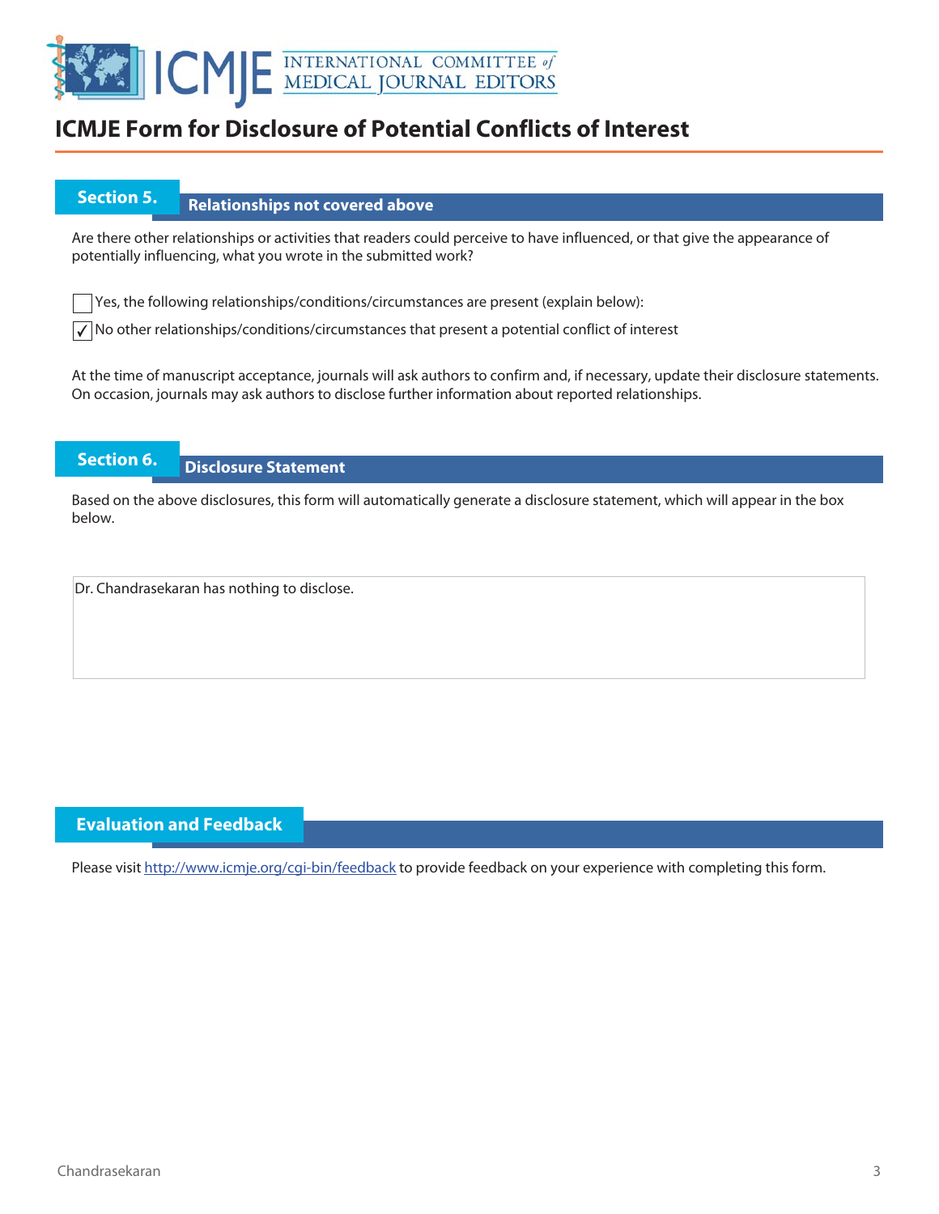# ICMJE Form for Disclosure of Potential Conflicts of Interest

## Section 5. Relationships not covered above

Are there other relationships or activities that readers could perceive to have influenced, or that give the appearance of potentially influencing, what you wrote in the submitted work?

☐ Yes, the following relationships/conditions/circumstances are present (explain below):

☑ No other relationships/conditions/circumstances that present a potential conflict of interest

At the time of manuscript acceptance, journals will ask authors to confirm and, if necessary, update their disclosure statements. On occasion, journals may ask authors to disclose further information about reported relationships.

## Section 6. Disclosure Statement

Based on the above disclosures, this form will automatically generate a disclosure statement, which will appear in the box below.

Dr. Chandrasekaran has nothing to disclose.

## Evaluation and Feedback

Please visit http://www.icmje.org/cgi-bin/feedback to provide feedback on your experience with completing this form.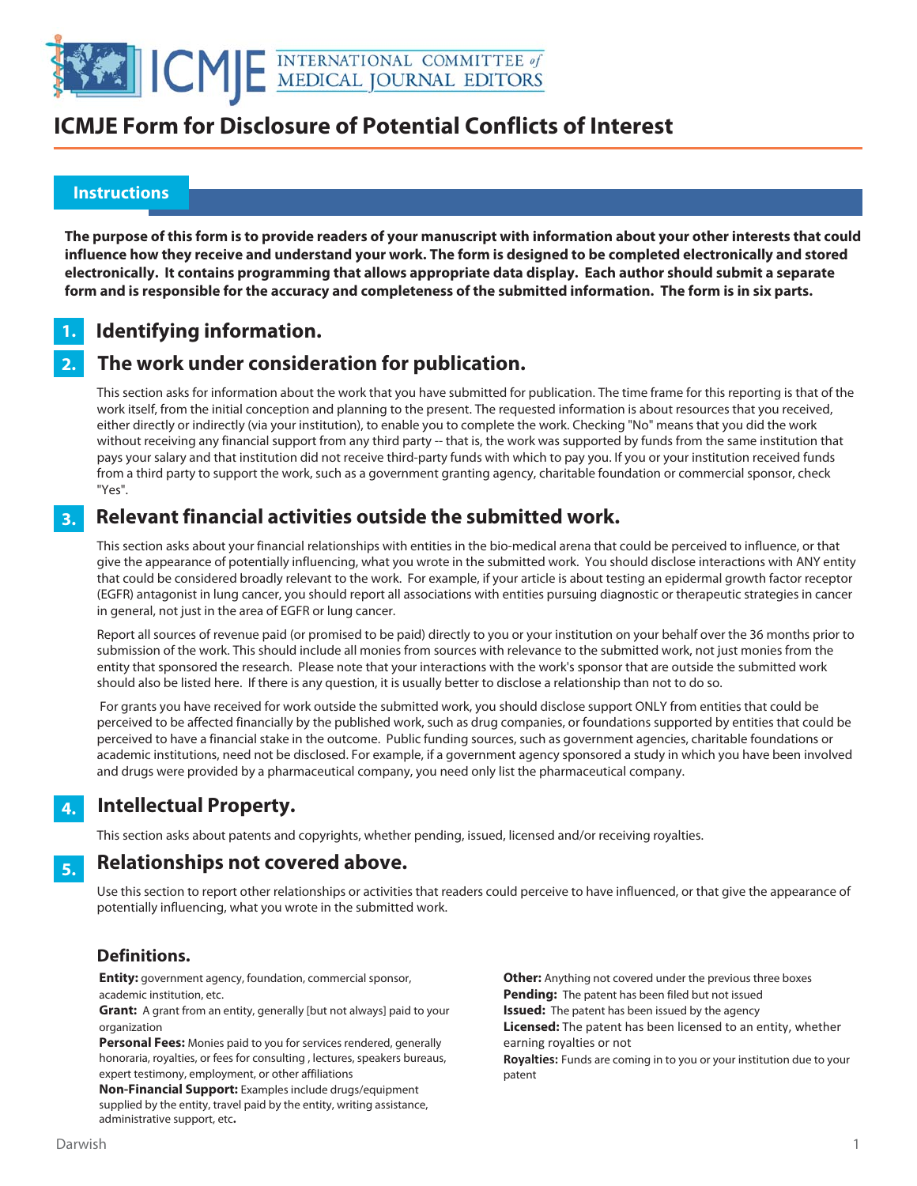# ICMJE Form for Disclosure of Potential Conflicts of Interest

## Instructions

**The purpose of this form is to provide readers of your manuscript with information about your other interests that could influence how they receive and understand your work. The form is designed to be completed electronically and stored electronically. It contains programming that allows appropriate data display. Each author should submit a separate form and is responsible for the accuracy and completeness of the submitted information. The form is in six parts.**

## 1. Identifying information.

## 2. The work under consideration for publication.

This section asks for information about the work that you have submitted for publication. The time frame for this reporting is that of the work itself, from the initial conception and planning to the present. The requested information is about resources that you received, either directly or indirectly (via your institution), to enable you to complete the work. Checking "No" means that you did the work without receiving any financial support from any third party -- that is, the work was supported by funds from the same institution that pays your salary and that institution did not receive third-party funds with which to pay you. If you or your institution received funds from a third party to support the work, such as a government granting agency, charitable foundation or commercial sponsor, check "Yes".

## 3. Relevant financial activities outside the submitted work.

This section asks about your financial relationships with entities in the bio-medical arena that could be perceived to influence, or that give the appearance of potentially influencing, what you wrote in the submitted work. You should disclose interactions with ANY entity that could be considered broadly relevant to the work. For example, if your article is about testing an epidermal growth factor receptor (EGFR) antagonist in lung cancer, you should report all associations with entities pursuing diagnostic or therapeutic strategies in cancer in general, not just in the area of EGFR or lung cancer.

Report all sources of revenue paid (or promised to be paid) directly to you or your institution on your behalf over the 36 months prior to submission of the work. This should include all monies from sources with relevance to the submitted work, not just monies from the entity that sponsored the research. Please note that your interactions with the work's sponsor that are outside the submitted work should also be listed here. If there is any question, it is usually better to disclose a relationship than not to do so.

For grants you have received for work outside the submitted work, you should disclose support ONLY from entities that could be perceived to be affected financially by the published work, such as drug companies, or foundations supported by entities that could be perceived to have a financial stake in the outcome. Public funding sources, such as government agencies, charitable foundations or academic institutions, need not be disclosed. For example, if a government agency sponsored a study in which you have been involved and drugs were provided by a pharmaceutical company, you need only list the pharmaceutical company.

## 4. Intellectual Property.

This section asks about patents and copyrights, whether pending, issued, licensed and/or receiving royalties.

## 5. Relationships not covered above.

Use this section to report other relationships or activities that readers could perceive to have influenced, or that give the appearance of potentially influencing, what you wrote in the submitted work.

### Definitions.

**Entity:** government agency, foundation, commercial sponsor, academic institution, etc.

**Grant:** A grant from an entity, generally [but not always] paid to your organization

**Personal Fees:** Monies paid to you for services rendered, generally honoraria, royalties, or fees for consulting , lectures, speakers bureaus, expert testimony, employment, or other affiliations

**Non-Financial Support:** Examples include drugs/equipment supplied by the entity, travel paid by the entity, writing assistance, administrative support, etc**.**

**Other:** Anything not covered under the previous three boxes

**Pending:** The patent has been filed but not issued

**Issued:** The patent has been issued by the agency

**Licensed:** The patent has been licensed to an entity, whether earning royalties or not

**Royalties:** Funds are coming in to you or your institution due to your patent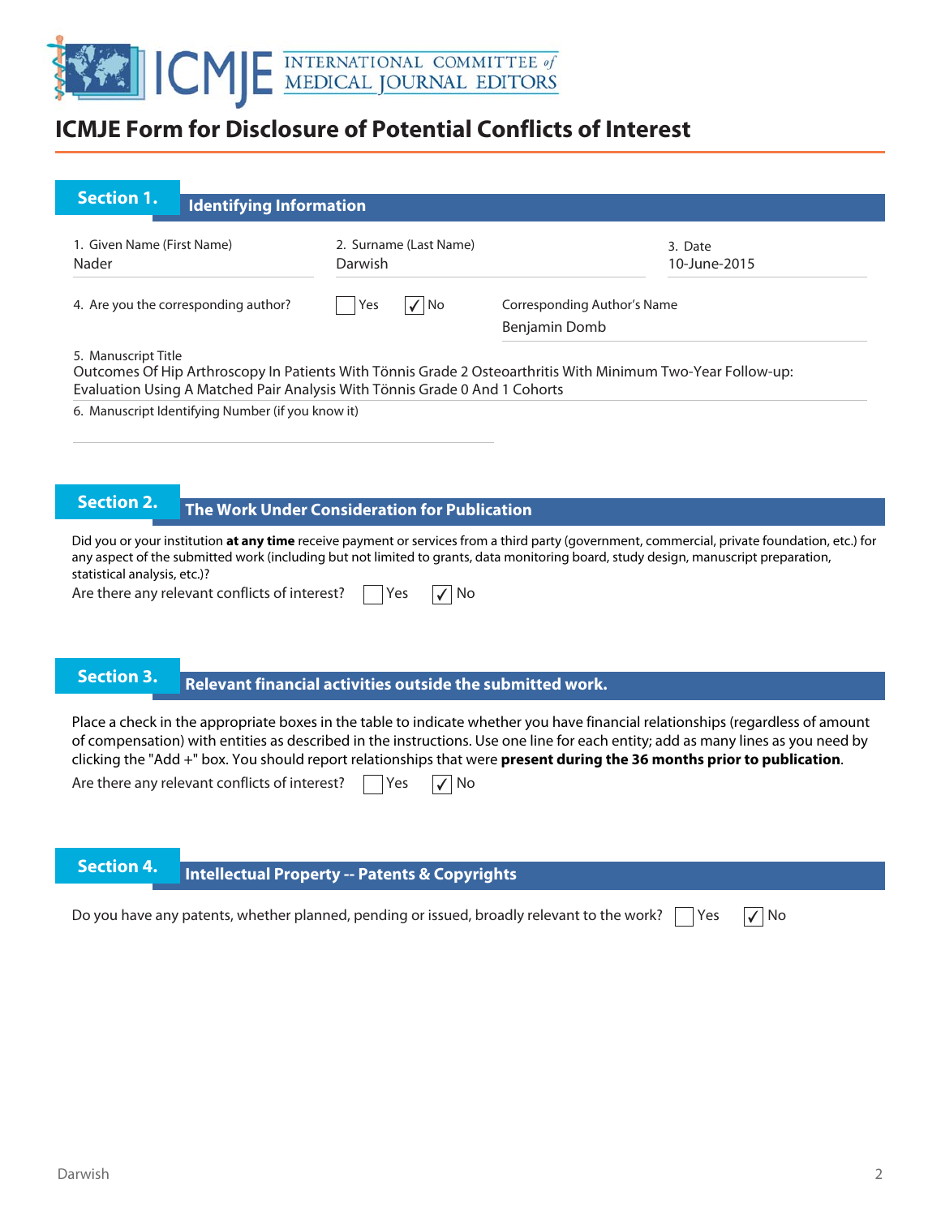# ICMJE Form for Disclosure of Potential Conflicts of Interest

## Section 1. Identifying Information

1. Given Name (First Name)
Nader

2. Surname (Last Name)
Darwish

3. Date
10-June-2015

4. Are you the corresponding author? ☐ Yes ☑ No

Corresponding Author's Name
Benjamin Domb

5. Manuscript Title
Outcomes Of Hip Arthroscopy In Patients With Tönnis Grade 2 Osteoarthritis With Minimum Two-Year Follow-up: Evaluation Using A Matched Pair Analysis With Tönnis Grade 0 And 1 Cohorts

6. Manuscript Identifying Number (if you know it)

## Section 2. The Work Under Consideration for Publication

Did you or your institution **at any time** receive payment or services from a third party (government, commercial, private foundation, etc.) for any aspect of the submitted work (including but not limited to grants, data monitoring board, study design, manuscript preparation, statistical analysis, etc.)?

Are there any relevant conflicts of interest? ☐ Yes ☑ No

## Section 3. Relevant financial activities outside the submitted work.

Place a check in the appropriate boxes in the table to indicate whether you have financial relationships (regardless of amount of compensation) with entities as described in the instructions. Use one line for each entity; add as many lines as you need by clicking the "Add +" box. You should report relationships that were **present during the 36 months prior to publication**.

Are there any relevant conflicts of interest? ☐ Yes ☑ No

## Section 4. Intellectual Property -- Patents & Copyrights

Do you have any patents, whether planned, pending or issued, broadly relevant to the work? ☐ Yes ☑ No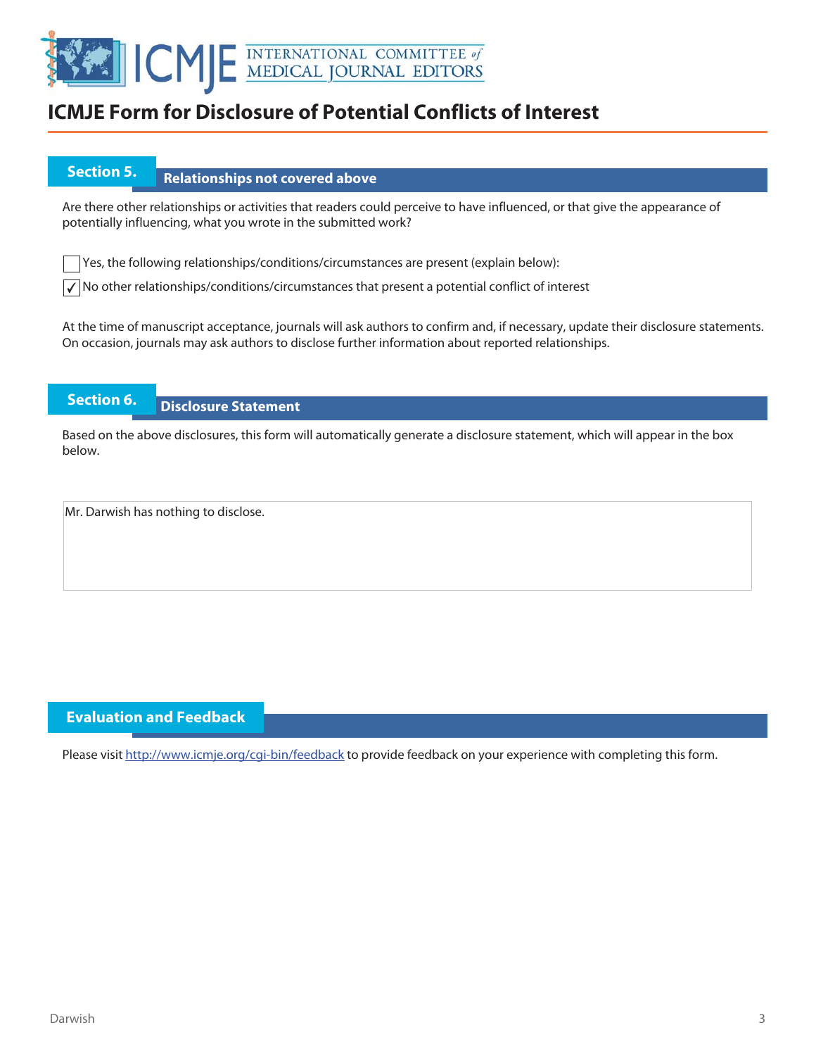# ICMJE Form for Disclosure of Potential Conflicts of Interest

## Section 5. Relationships not covered above

Are there other relationships or activities that readers could perceive to have influenced, or that give the appearance of potentially influencing, what you wrote in the submitted work?

☐ Yes, the following relationships/conditions/circumstances are present (explain below):

☑ No other relationships/conditions/circumstances that present a potential conflict of interest

At the time of manuscript acceptance, journals will ask authors to confirm and, if necessary, update their disclosure statements. On occasion, journals may ask authors to disclose further information about reported relationships.

## Section 6. Disclosure Statement

Based on the above disclosures, this form will automatically generate a disclosure statement, which will appear in the box below.

Mr. Darwish has nothing to disclose.

## Evaluation and Feedback

Please visit http://www.icmje.org/cgi-bin/feedback to provide feedback on your experience with completing this form.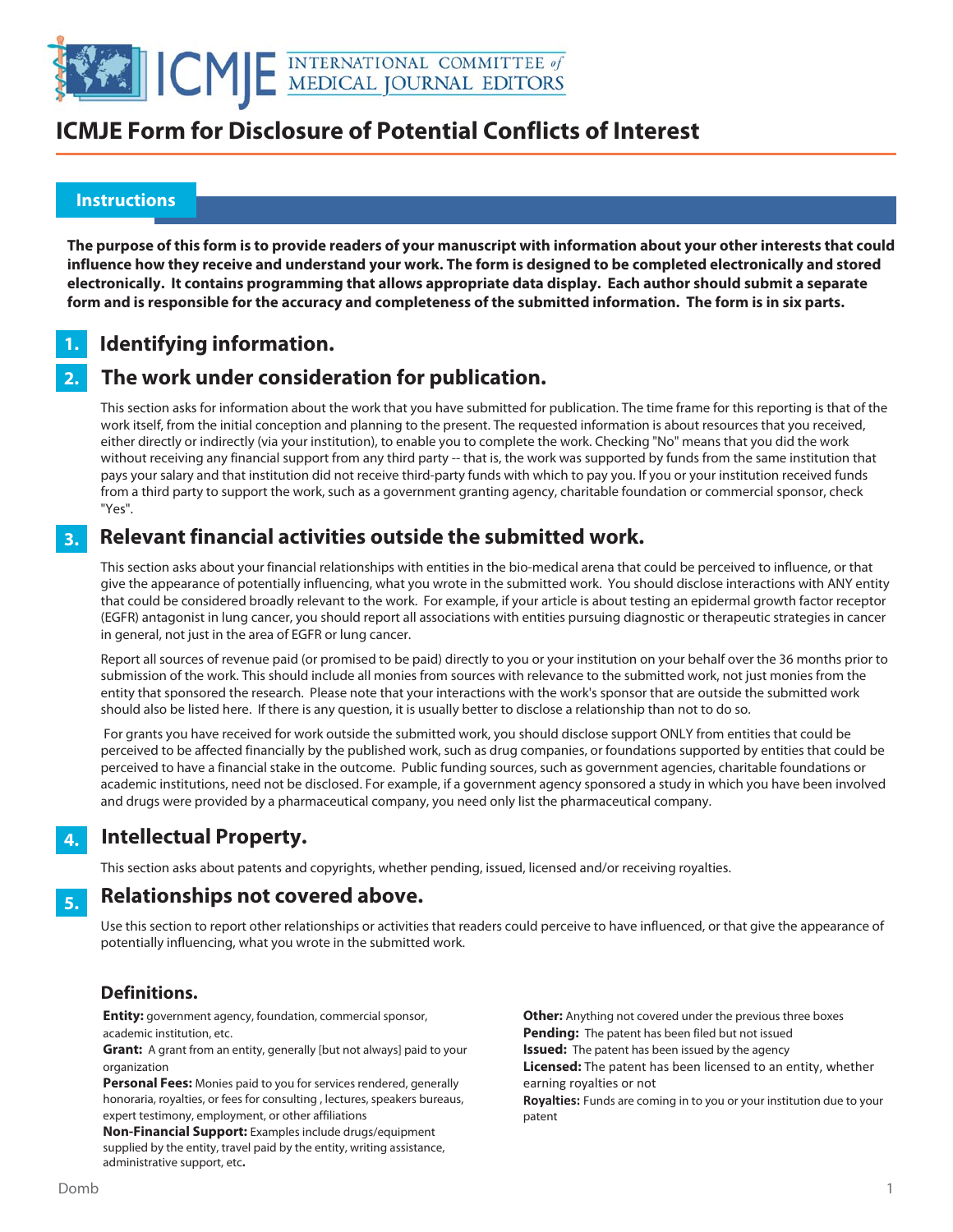# ICMJE Form for Disclosure of Potential Conflicts of Interest

## Instructions

**The purpose of this form is to provide readers of your manuscript with information about your other interests that could influence how they receive and understand your work. The form is designed to be completed electronically and stored electronically. It contains programming that allows appropriate data display. Each author should submit a separate form and is responsible for the accuracy and completeness of the submitted information. The form is in six parts.**

### 1. Identifying information.

### 2. The work under consideration for publication.

This section asks for information about the work that you have submitted for publication. The time frame for this reporting is that of the work itself, from the initial conception and planning to the present. The requested information is about resources that you received, either directly or indirectly (via your institution), to enable you to complete the work. Checking "No" means that you did the work without receiving any financial support from any third party -- that is, the work was supported by funds from the same institution that pays your salary and that institution did not receive third-party funds with which to pay you. If you or your institution received funds from a third party to support the work, such as a government granting agency, charitable foundation or commercial sponsor, check "Yes".

### 3. Relevant financial activities outside the submitted work.

This section asks about your financial relationships with entities in the bio-medical arena that could be perceived to influence, or that give the appearance of potentially influencing, what you wrote in the submitted work. You should disclose interactions with ANY entity that could be considered broadly relevant to the work. For example, if your article is about testing an epidermal growth factor receptor (EGFR) antagonist in lung cancer, you should report all associations with entities pursuing diagnostic or therapeutic strategies in cancer in general, not just in the area of EGFR or lung cancer.

Report all sources of revenue paid (or promised to be paid) directly to you or your institution on your behalf over the 36 months prior to submission of the work. This should include all monies from sources with relevance to the submitted work, not just monies from the entity that sponsored the research. Please note that your interactions with the work's sponsor that are outside the submitted work should also be listed here. If there is any question, it is usually better to disclose a relationship than not to do so.

For grants you have received for work outside the submitted work, you should disclose support ONLY from entities that could be perceived to be affected financially by the published work, such as drug companies, or foundations supported by entities that could be perceived to have a financial stake in the outcome. Public funding sources, such as government agencies, charitable foundations or academic institutions, need not be disclosed. For example, if a government agency sponsored a study in which you have been involved and drugs were provided by a pharmaceutical company, you need only list the pharmaceutical company.

### 4. Intellectual Property.

This section asks about patents and copyrights, whether pending, issued, licensed and/or receiving royalties.

### 5. Relationships not covered above.

Use this section to report other relationships or activities that readers could perceive to have influenced, or that give the appearance of potentially influencing, what you wrote in the submitted work.

### Definitions.

**Entity:** government agency, foundation, commercial sponsor, academic institution, etc.

**Grant:** A grant from an entity, generally [but not always] paid to your organization

**Personal Fees:** Monies paid to you for services rendered, generally honoraria, royalties, or fees for consulting , lectures, speakers bureaus, expert testimony, employment, or other affiliations

**Non-Financial Support:** Examples include drugs/equipment supplied by the entity, travel paid by the entity, writing assistance, administrative support, etc**.**

**Other:** Anything not covered under the previous three boxes

**Pending:** The patent has been filed but not issued

**Issued:** The patent has been issued by the agency

**Licensed:** The patent has been licensed to an entity, whether earning royalties or not

**Royalties:** Funds are coming in to you or your institution due to your patent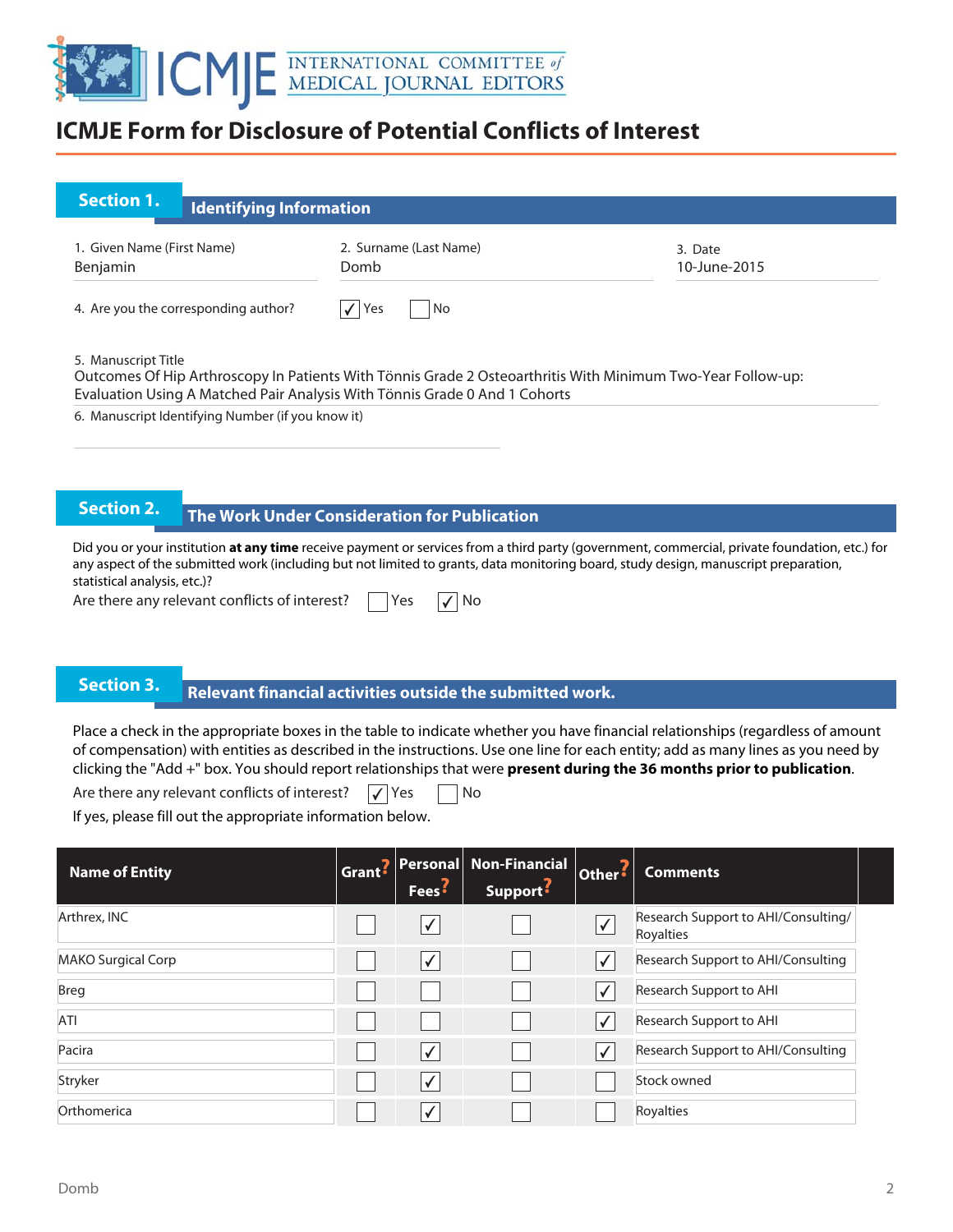# ICMJE Form for Disclosure of Potential Conflicts of Interest

## Section 1. Identifying Information

1. Given Name (First Name): Benjamin
2. Surname (Last Name): Domb
3. Date: 10-June-2015
4. Are you the corresponding author? ☑ Yes ☐ No
5. Manuscript Title: Outcomes Of Hip Arthroscopy In Patients With Tönnis Grade 2 Osteoarthritis With Minimum Two-Year Follow-up: Evaluation Using A Matched Pair Analysis With Tönnis Grade 0 And 1 Cohorts
6. Manuscript Identifying Number (if you know it):

## Section 2. The Work Under Consideration for Publication

Did you or your institution **at any time** receive payment or services from a third party (government, commercial, private foundation, etc.) for any aspect of the submitted work (including but not limited to grants, data monitoring board, study design, manuscript preparation, statistical analysis, etc.)?

Are there any relevant conflicts of interest? ☐ Yes ☑ No

## Section 3. Relevant financial activities outside the submitted work.

Place a check in the appropriate boxes in the table to indicate whether you have financial relationships (regardless of amount of compensation) with entities as described in the instructions. Use one line for each entity; add as many lines as you need by clicking the "Add +" box. You should report relationships that were **present during the 36 months prior to publication**.

Are there any relevant conflicts of interest? ☑ Yes ☐ No

If yes, please fill out the appropriate information below.

| Name of Entity | Grant | Personal Fees | Non-Financial Support | Other | Comments |
|---|---|---|---|---|---|
| Arthrex, INC | ☐ | ☑ | ☐ | ☑ | Research Support to AHI/Consulting/ Royalties |
| MAKO Surgical Corp | ☐ | ☑ | ☐ | ☑ | Research Support to AHI/Consulting |
| Breg | ☐ | ☐ | ☐ | ☑ | Research Support to AHI |
| ATI | ☐ | ☐ | ☐ | ☑ | Research Support to AHI |
| Pacira | ☐ | ☑ | ☐ | ☑ | Research Support to AHI/Consulting |
| Stryker | ☐ | ☑ | ☐ | ☐ | Stock owned |
| Orthomerica | ☐ | ☑ | ☐ | ☐ | Royalties |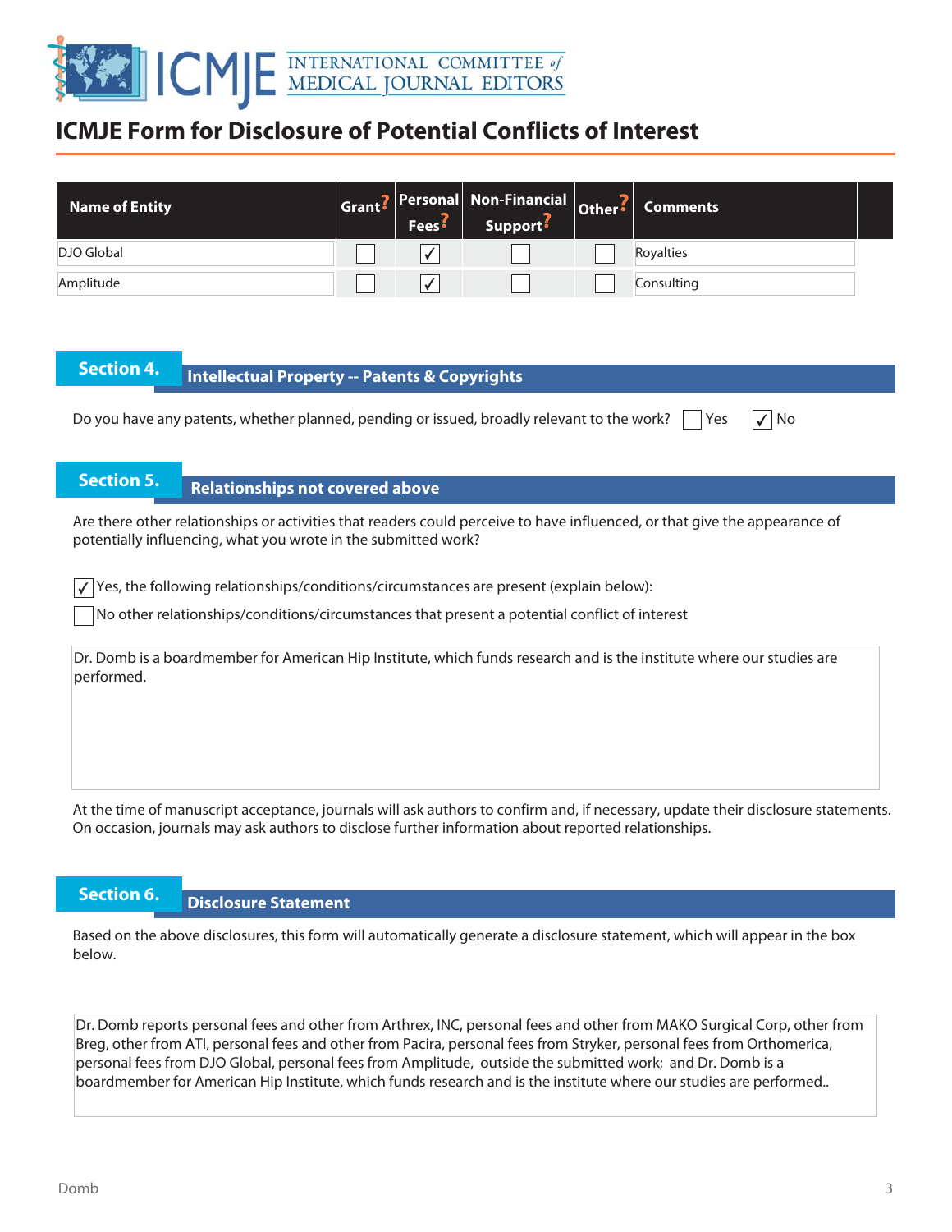# ICMJE Form for Disclosure of Potential Conflicts of Interest

| Name of Entity | Grant? | Personal Fees? | Non-Financial Support? | Other? | Comments |
|---|---|---|---|---|---|
| DJO Global | ☐ | ☑ | ☐ | ☐ | Royalties |
| Amplitude | ☐ | ☑ | ☐ | ☐ | Consulting |

## Section 4. Intellectual Property -- Patents & Copyrights

Do you have any patents, whether planned, pending or issued, broadly relevant to the work? ☐ Yes ☑ No

## Section 5. Relationships not covered above

Are there other relationships or activities that readers could perceive to have influenced, or that give the appearance of potentially influencing, what you wrote in the submitted work?

☑ Yes, the following relationships/conditions/circumstances are present (explain below):

☐ No other relationships/conditions/circumstances that present a potential conflict of interest

Dr. Domb is a boardmember for American Hip Institute, which funds research and is the institute where our studies are performed.

At the time of manuscript acceptance, journals will ask authors to confirm and, if necessary, update their disclosure statements. On occasion, journals may ask authors to disclose further information about reported relationships.

## Section 6. Disclosure Statement

Based on the above disclosures, this form will automatically generate a disclosure statement, which will appear in the box below.

Dr. Domb reports personal fees and other from Arthrex, INC, personal fees and other from MAKO Surgical Corp, other from Breg, other from ATI, personal fees and other from Pacira, personal fees from Stryker, personal fees from Orthomerica, personal fees from DJO Global, personal fees from Amplitude, outside the submitted work; and Dr. Domb is a boardmember for American Hip Institute, which funds research and is the institute where our studies are performed..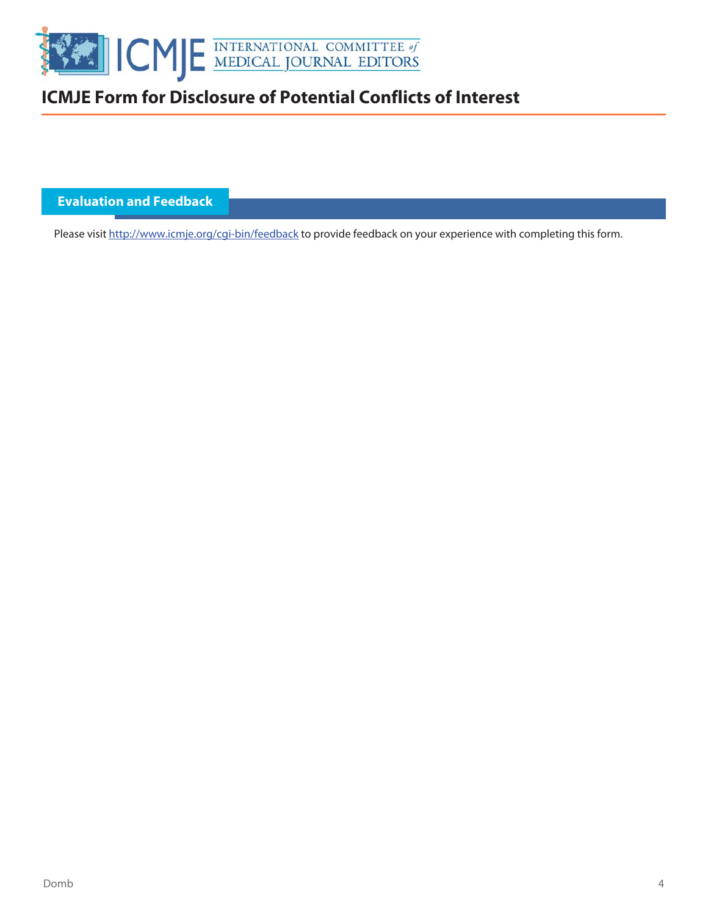# ICMJE Form for Disclosure of Potential Conflicts of Interest

## Evaluation and Feedback

Please visit http://www.icmje.org/cgi-bin/feedback to provide feedback on your experience with completing this form.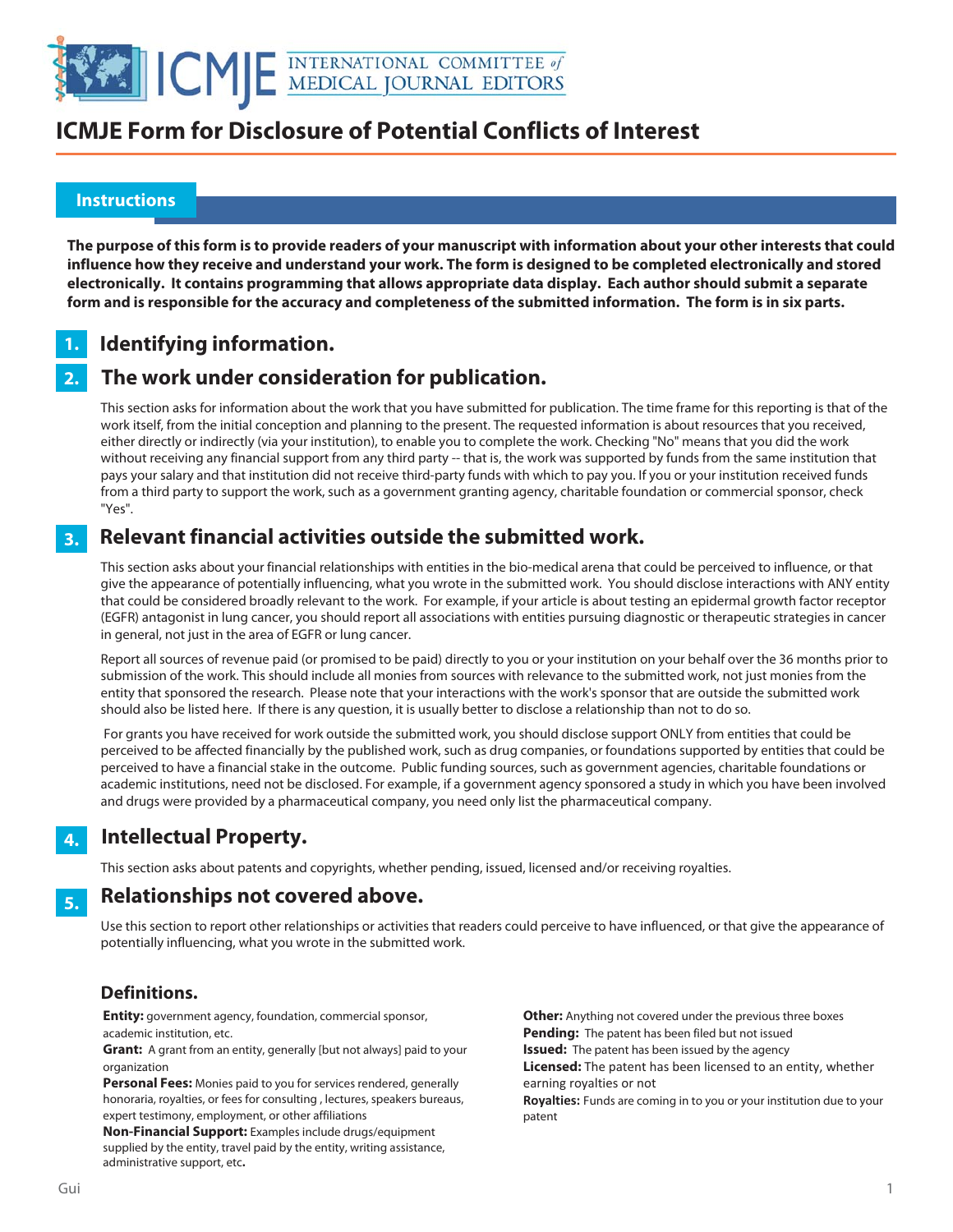# ICMJE Form for Disclosure of Potential Conflicts of Interest

## Instructions

**The purpose of this form is to provide readers of your manuscript with information about your other interests that could influence how they receive and understand your work. The form is designed to be completed electronically and stored electronically. It contains programming that allows appropriate data display. Each author should submit a separate form and is responsible for the accuracy and completeness of the submitted information. The form is in six parts.**

## 1. Identifying information.

## 2. The work under consideration for publication.

This section asks for information about the work that you have submitted for publication. The time frame for this reporting is that of the work itself, from the initial conception and planning to the present. The requested information is about resources that you received, either directly or indirectly (via your institution), to enable you to complete the work. Checking "No" means that you did the work without receiving any financial support from any third party -- that is, the work was supported by funds from the same institution that pays your salary and that institution did not receive third-party funds with which to pay you. If you or your institution received funds from a third party to support the work, such as a government granting agency, charitable foundation or commercial sponsor, check "Yes".

## 3. Relevant financial activities outside the submitted work.

This section asks about your financial relationships with entities in the bio-medical arena that could be perceived to influence, or that give the appearance of potentially influencing, what you wrote in the submitted work. You should disclose interactions with ANY entity that could be considered broadly relevant to the work. For example, if your article is about testing an epidermal growth factor receptor (EGFR) antagonist in lung cancer, you should report all associations with entities pursuing diagnostic or therapeutic strategies in cancer in general, not just in the area of EGFR or lung cancer.

Report all sources of revenue paid (or promised to be paid) directly to you or your institution on your behalf over the 36 months prior to submission of the work. This should include all monies from sources with relevance to the submitted work, not just monies from the entity that sponsored the research. Please note that your interactions with the work's sponsor that are outside the submitted work should also be listed here. If there is any question, it is usually better to disclose a relationship than not to do so.

For grants you have received for work outside the submitted work, you should disclose support ONLY from entities that could be perceived to be affected financially by the published work, such as drug companies, or foundations supported by entities that could be perceived to have a financial stake in the outcome. Public funding sources, such as government agencies, charitable foundations or academic institutions, need not be disclosed. For example, if a government agency sponsored a study in which you have been involved and drugs were provided by a pharmaceutical company, you need only list the pharmaceutical company.

## 4. Intellectual Property.

This section asks about patents and copyrights, whether pending, issued, licensed and/or receiving royalties.

## 5. Relationships not covered above.

Use this section to report other relationships or activities that readers could perceive to have influenced, or that give the appearance of potentially influencing, what you wrote in the submitted work.

### Definitions.

**Entity:** government agency, foundation, commercial sponsor, academic institution, etc.

**Grant:** A grant from an entity, generally [but not always] paid to your organization

**Personal Fees:** Monies paid to you for services rendered, generally honoraria, royalties, or fees for consulting , lectures, speakers bureaus, expert testimony, employment, or other affiliations

**Non-Financial Support:** Examples include drugs/equipment supplied by the entity, travel paid by the entity, writing assistance, administrative support, etc**.**

**Other:** Anything not covered under the previous three boxes

**Pending:** The patent has been filed but not issued

**Issued:** The patent has been issued by the agency

**Licensed:** The patent has been licensed to an entity, whether earning royalties or not

**Royalties:** Funds are coming in to you or your institution due to your patent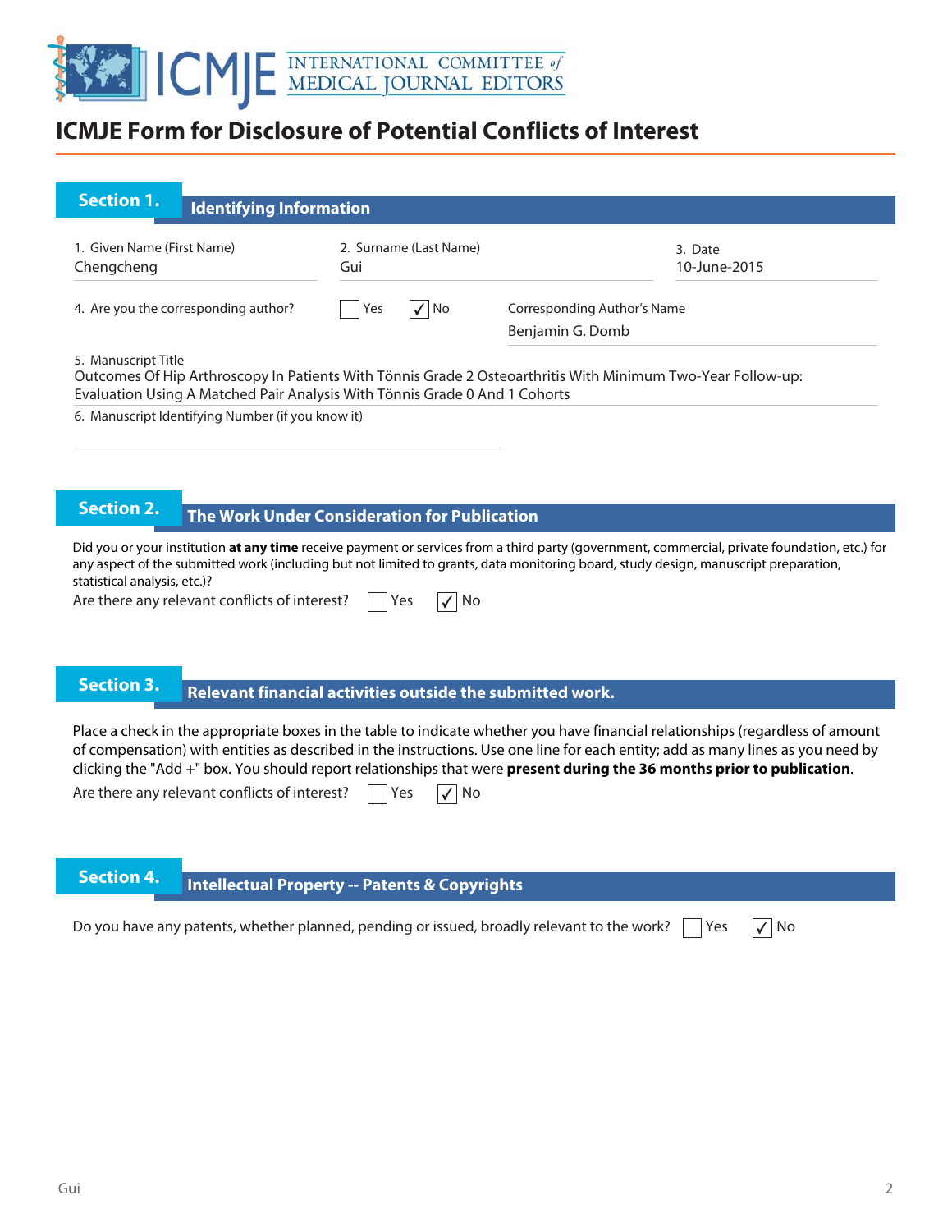# ICMJE Form for Disclosure of Potential Conflicts of Interest

## Section 1. Identifying Information

1. Given Name (First Name): Chengcheng
2. Surname (Last Name): Gui
3. Date: 10-June-2015
4. Are you the corresponding author? ☐ Yes ☑ No

Corresponding Author's Name: Benjamin G. Domb

5. Manuscript Title: Outcomes Of Hip Arthroscopy In Patients With Tönnis Grade 2 Osteoarthritis With Minimum Two-Year Follow-up: Evaluation Using A Matched Pair Analysis With Tönnis Grade 0 And 1 Cohorts

6. Manuscript Identifying Number (if you know it)

## Section 2. The Work Under Consideration for Publication

Did you or your institution **at any time** receive payment or services from a third party (government, commercial, private foundation, etc.) for any aspect of the submitted work (including but not limited to grants, data monitoring board, study design, manuscript preparation, statistical analysis, etc.)?

Are there any relevant conflicts of interest? ☐ Yes ☑ No

## Section 3. Relevant financial activities outside the submitted work.

Place a check in the appropriate boxes in the table to indicate whether you have financial relationships (regardless of amount of compensation) with entities as described in the instructions. Use one line for each entity; add as many lines as you need by clicking the "Add +" box. You should report relationships that were **present during the 36 months prior to publication**.

Are there any relevant conflicts of interest? ☐ Yes ☑ No

## Section 4. Intellectual Property -- Patents & Copyrights

Do you have any patents, whether planned, pending or issued, broadly relevant to the work? ☐ Yes ☑ No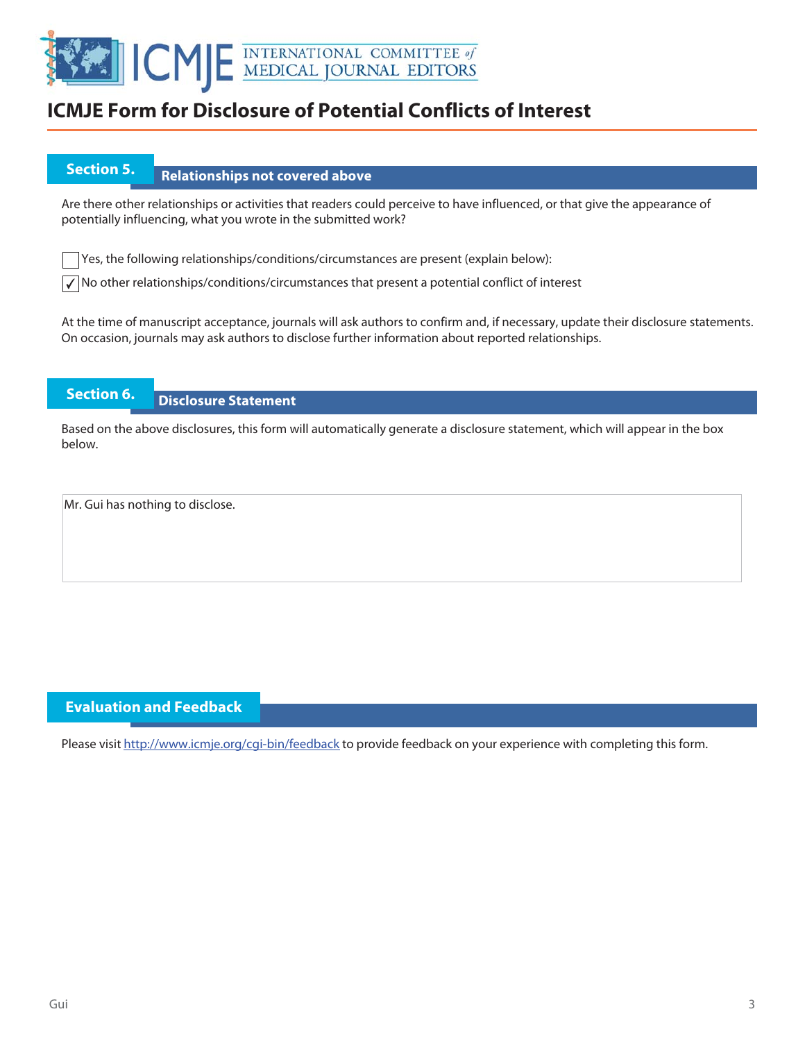# ICMJE Form for Disclosure of Potential Conflicts of Interest

## Section 5. Relationships not covered above

Are there other relationships or activities that readers could perceive to have influenced, or that give the appearance of potentially influencing, what you wrote in the submitted work?

- [ ] Yes, the following relationships/conditions/circumstances are present (explain below):
- [x] No other relationships/conditions/circumstances that present a potential conflict of interest

At the time of manuscript acceptance, journals will ask authors to confirm and, if necessary, update their disclosure statements. On occasion, journals may ask authors to disclose further information about reported relationships.

## Section 6. Disclosure Statement

Based on the above disclosures, this form will automatically generate a disclosure statement, which will appear in the box below.

Mr. Gui has nothing to disclose.

## Evaluation and Feedback

Please visit http://www.icmje.org/cgi-bin/feedback to provide feedback on your experience with completing this form.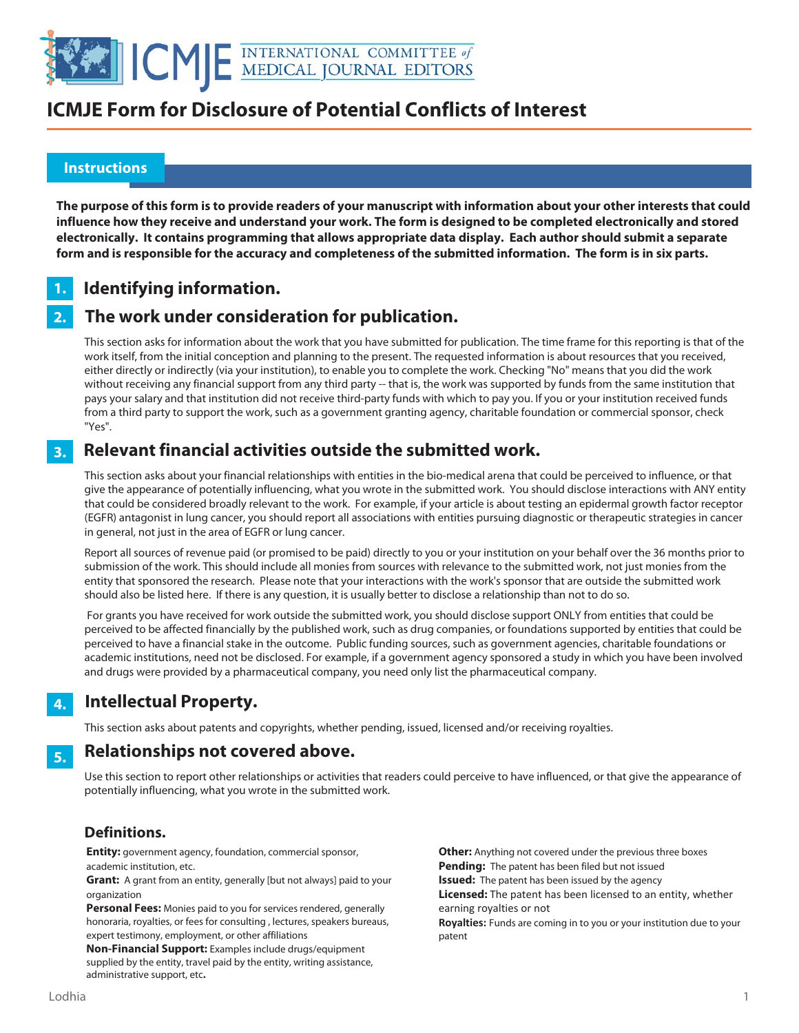# ICMJE Form for Disclosure of Potential Conflicts of Interest

## Instructions

**The purpose of this form is to provide readers of your manuscript with information about your other interests that could influence how they receive and understand your work. The form is designed to be completed electronically and stored electronically. It contains programming that allows appropriate data display. Each author should submit a separate form and is responsible for the accuracy and completeness of the submitted information. The form is in six parts.**

### 1. Identifying information.

### 2. The work under consideration for publication.

This section asks for information about the work that you have submitted for publication. The time frame for this reporting is that of the work itself, from the initial conception and planning to the present. The requested information is about resources that you received, either directly or indirectly (via your institution), to enable you to complete the work. Checking "No" means that you did the work without receiving any financial support from any third party -- that is, the work was supported by funds from the same institution that pays your salary and that institution did not receive third-party funds with which to pay you. If you or your institution received funds from a third party to support the work, such as a government granting agency, charitable foundation or commercial sponsor, check "Yes".

### 3. Relevant financial activities outside the submitted work.

This section asks about your financial relationships with entities in the bio-medical arena that could be perceived to influence, or that give the appearance of potentially influencing, what you wrote in the submitted work. You should disclose interactions with ANY entity that could be considered broadly relevant to the work. For example, if your article is about testing an epidermal growth factor receptor (EGFR) antagonist in lung cancer, you should report all associations with entities pursuing diagnostic or therapeutic strategies in cancer in general, not just in the area of EGFR or lung cancer.

Report all sources of revenue paid (or promised to be paid) directly to you or your institution on your behalf over the 36 months prior to submission of the work. This should include all monies from sources with relevance to the submitted work, not just monies from the entity that sponsored the research. Please note that your interactions with the work's sponsor that are outside the submitted work should also be listed here. If there is any question, it is usually better to disclose a relationship than not to do so.

For grants you have received for work outside the submitted work, you should disclose support ONLY from entities that could be perceived to be affected financially by the published work, such as drug companies, or foundations supported by entities that could be perceived to have a financial stake in the outcome. Public funding sources, such as government agencies, charitable foundations or academic institutions, need not be disclosed. For example, if a government agency sponsored a study in which you have been involved and drugs were provided by a pharmaceutical company, you need only list the pharmaceutical company.

### 4. Intellectual Property.

This section asks about patents and copyrights, whether pending, issued, licensed and/or receiving royalties.

### 5. Relationships not covered above.

Use this section to report other relationships or activities that readers could perceive to have influenced, or that give the appearance of potentially influencing, what you wrote in the submitted work.

### Definitions.

**Entity:** government agency, foundation, commercial sponsor, academic institution, etc.

**Grant:** A grant from an entity, generally [but not always] paid to your organization

**Personal Fees:** Monies paid to you for services rendered, generally honoraria, royalties, or fees for consulting , lectures, speakers bureaus, expert testimony, employment, or other affiliations

**Non-Financial Support:** Examples include drugs/equipment supplied by the entity, travel paid by the entity, writing assistance, administrative support, etc**.**

**Other:** Anything not covered under the previous three boxes

**Pending:** The patent has been filed but not issued

**Issued:** The patent has been issued by the agency

**Licensed:** The patent has been licensed to an entity, whether earning royalties or not

**Royalties:** Funds are coming in to you or your institution due to your patent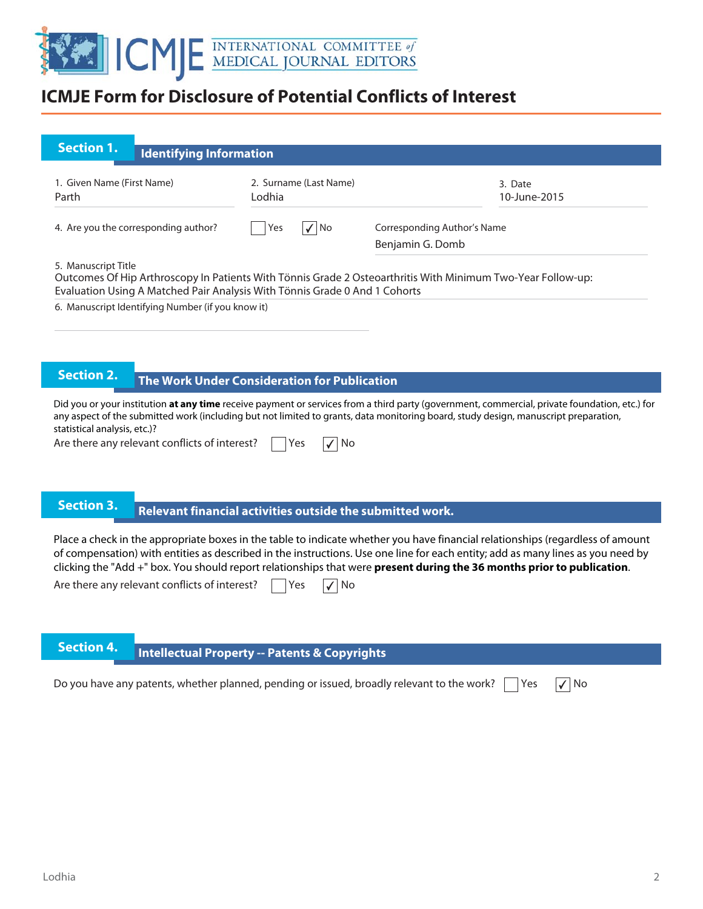# ICMJE Form for Disclosure of Potential Conflicts of Interest

## Section 1. Identifying Information

1. Given Name (First Name)
Parth

2. Surname (Last Name)
Lodhia

3. Date
10-June-2015

4. Are you the corresponding author? ☐ Yes ☑ No

Corresponding Author's Name
Benjamin G. Domb

5. Manuscript Title
Outcomes Of Hip Arthroscopy In Patients With Tönnis Grade 2 Osteoarthritis With Minimum Two-Year Follow-up: Evaluation Using A Matched Pair Analysis With Tönnis Grade 0 And 1 Cohorts

6. Manuscript Identifying Number (if you know it)

## Section 2. The Work Under Consideration for Publication

Did you or your institution **at any time** receive payment or services from a third party (government, commercial, private foundation, etc.) for any aspect of the submitted work (including but not limited to grants, data monitoring board, study design, manuscript preparation, statistical analysis, etc.)?

Are there any relevant conflicts of interest? ☐ Yes ☑ No

## Section 3. Relevant financial activities outside the submitted work.

Place a check in the appropriate boxes in the table to indicate whether you have financial relationships (regardless of amount of compensation) with entities as described in the instructions. Use one line for each entity; add as many lines as you need by clicking the "Add +" box. You should report relationships that were **present during the 36 months prior to publication**.

Are there any relevant conflicts of interest? ☐ Yes ☑ No

## Section 4. Intellectual Property -- Patents & Copyrights

Do you have any patents, whether planned, pending or issued, broadly relevant to the work? ☐ Yes ☑ No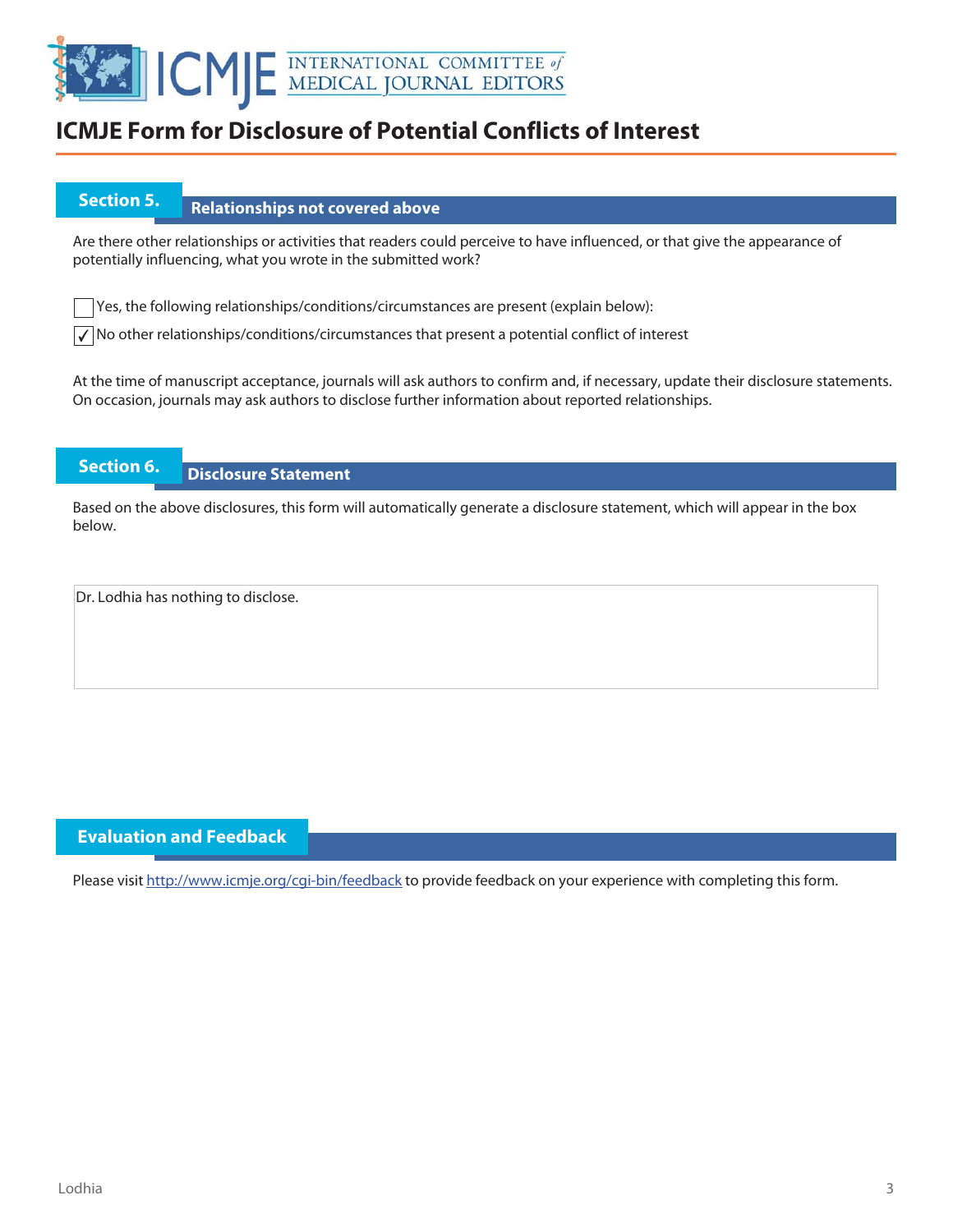# ICMJE Form for Disclosure of Potential Conflicts of Interest

## Section 5. Relationships not covered above

Are there other relationships or activities that readers could perceive to have influenced, or that give the appearance of potentially influencing, what you wrote in the submitted work?

☐ Yes, the following relationships/conditions/circumstances are present (explain below):

☑ No other relationships/conditions/circumstances that present a potential conflict of interest

At the time of manuscript acceptance, journals will ask authors to confirm and, if necessary, update their disclosure statements. On occasion, journals may ask authors to disclose further information about reported relationships.

## Section 6. Disclosure Statement

Based on the above disclosures, this form will automatically generate a disclosure statement, which will appear in the box below.

Dr. Lodhia has nothing to disclose.

## Evaluation and Feedback

Please visit http://www.icmje.org/cgi-bin/feedback to provide feedback on your experience with completing this form.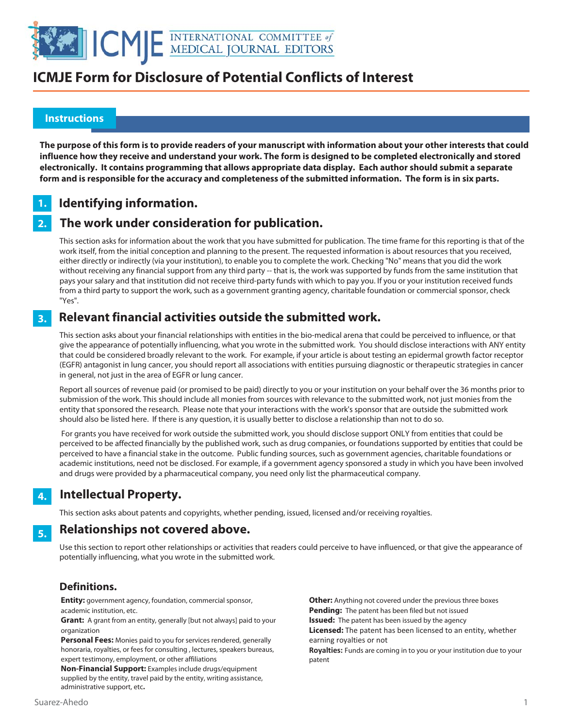# ICMJE Form for Disclosure of Potential Conflicts of Interest

## Instructions

**The purpose of this form is to provide readers of your manuscript with information about your other interests that could influence how they receive and understand your work. The form is designed to be completed electronically and stored electronically. It contains programming that allows appropriate data display. Each author should submit a separate form and is responsible for the accuracy and completeness of the submitted information. The form is in six parts.**

### 1. Identifying information.

### 2. The work under consideration for publication.

This section asks for information about the work that you have submitted for publication. The time frame for this reporting is that of the work itself, from the initial conception and planning to the present. The requested information is about resources that you received, either directly or indirectly (via your institution), to enable you to complete the work. Checking "No" means that you did the work without receiving any financial support from any third party -- that is, the work was supported by funds from the same institution that pays your salary and that institution did not receive third-party funds with which to pay you. If you or your institution received funds from a third party to support the work, such as a government granting agency, charitable foundation or commercial sponsor, check "Yes".

### 3. Relevant financial activities outside the submitted work.

This section asks about your financial relationships with entities in the bio-medical arena that could be perceived to influence, or that give the appearance of potentially influencing, what you wrote in the submitted work. You should disclose interactions with ANY entity that could be considered broadly relevant to the work. For example, if your article is about testing an epidermal growth factor receptor (EGFR) antagonist in lung cancer, you should report all associations with entities pursuing diagnostic or therapeutic strategies in cancer in general, not just in the area of EGFR or lung cancer.

Report all sources of revenue paid (or promised to be paid) directly to you or your institution on your behalf over the 36 months prior to submission of the work. This should include all monies from sources with relevance to the submitted work, not just monies from the entity that sponsored the research. Please note that your interactions with the work's sponsor that are outside the submitted work should also be listed here. If there is any question, it is usually better to disclose a relationship than not to do so.

For grants you have received for work outside the submitted work, you should disclose support ONLY from entities that could be perceived to be affected financially by the published work, such as drug companies, or foundations supported by entities that could be perceived to have a financial stake in the outcome. Public funding sources, such as government agencies, charitable foundations or academic institutions, need not be disclosed. For example, if a government agency sponsored a study in which you have been involved and drugs were provided by a pharmaceutical company, you need only list the pharmaceutical company.

### 4. Intellectual Property.

This section asks about patents and copyrights, whether pending, issued, licensed and/or receiving royalties.

### 5. Relationships not covered above.

Use this section to report other relationships or activities that readers could perceive to have influenced, or that give the appearance of potentially influencing, what you wrote in the submitted work.

### Definitions.

**Entity:** government agency, foundation, commercial sponsor, academic institution, etc.

**Grant:** A grant from an entity, generally [but not always] paid to your organization

**Personal Fees:** Monies paid to you for services rendered, generally honoraria, royalties, or fees for consulting , lectures, speakers bureaus, expert testimony, employment, or other affiliations

**Non-Financial Support:** Examples include drugs/equipment supplied by the entity, travel paid by the entity, writing assistance, administrative support, etc**.**

**Other:** Anything not covered under the previous three boxes

**Pending:** The patent has been filed but not issued

**Issued:** The patent has been issued by the agency

**Licensed:** The patent has been licensed to an entity, whether earning royalties or not

**Royalties:** Funds are coming in to you or your institution due to your patent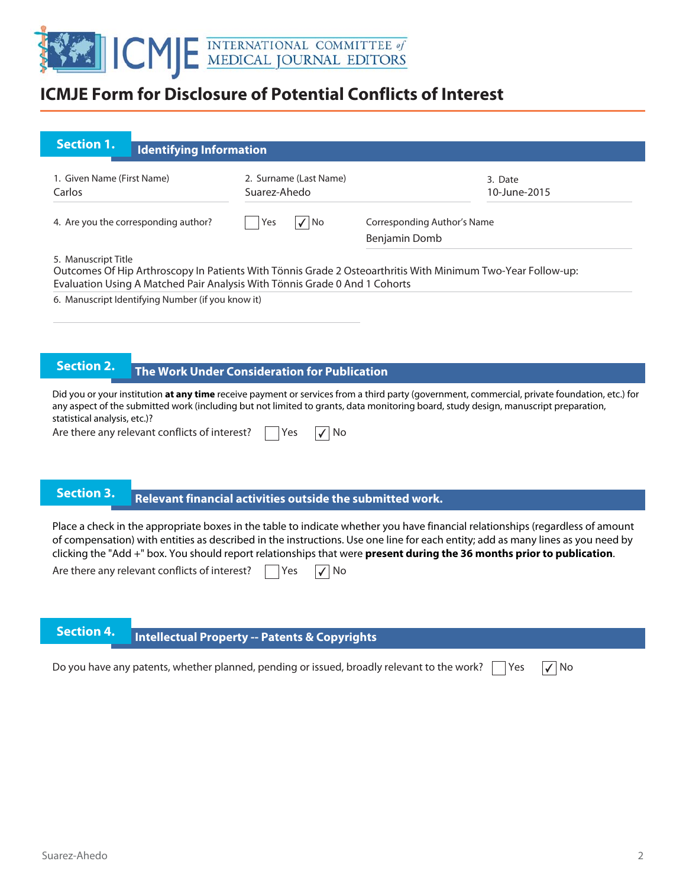# ICMJE Form for Disclosure of Potential Conflicts of Interest

## Section 1. Identifying Information

1. Given Name (First Name)
Carlos

2. Surname (Last Name)
Suarez-Ahedo

3. Date
10-June-2015

4. Are you the corresponding author? ☐ Yes ☑ No

Corresponding Author's Name
Benjamin Domb

5. Manuscript Title
Outcomes Of Hip Arthroscopy In Patients With Tönnis Grade 2 Osteoarthritis With Minimum Two-Year Follow-up: Evaluation Using A Matched Pair Analysis With Tönnis Grade 0 And 1 Cohorts

6. Manuscript Identifying Number (if you know it)

## Section 2. The Work Under Consideration for Publication

Did you or your institution **at any time** receive payment or services from a third party (government, commercial, private foundation, etc.) for any aspect of the submitted work (including but not limited to grants, data monitoring board, study design, manuscript preparation, statistical analysis, etc.)?

Are there any relevant conflicts of interest? ☐ Yes ☑ No

## Section 3. Relevant financial activities outside the submitted work.

Place a check in the appropriate boxes in the table to indicate whether you have financial relationships (regardless of amount of compensation) with entities as described in the instructions. Use one line for each entity; add as many lines as you need by clicking the "Add +" box. You should report relationships that were **present during the 36 months prior to publication**.

Are there any relevant conflicts of interest? ☐ Yes ☑ No

## Section 4. Intellectual Property -- Patents & Copyrights

Do you have any patents, whether planned, pending or issued, broadly relevant to the work? ☐ Yes ☑ No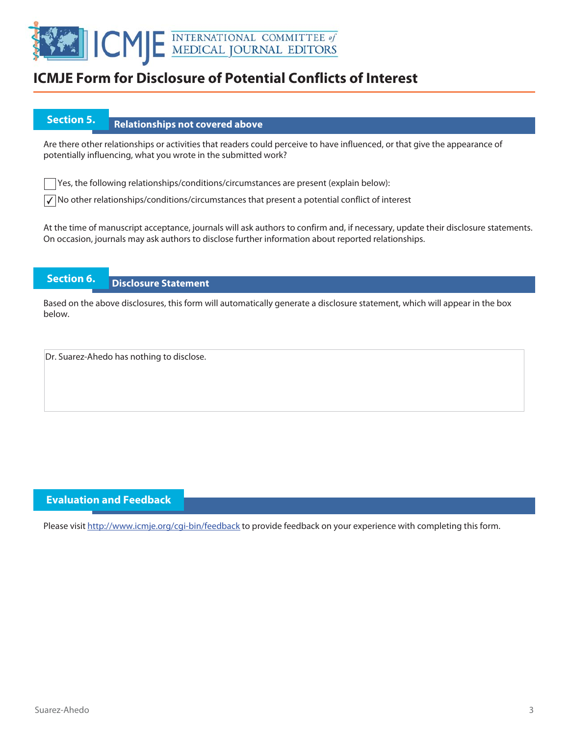# ICMJE Form for Disclosure of Potential Conflicts of Interest

## Section 5. Relationships not covered above

Are there other relationships or activities that readers could perceive to have influenced, or that give the appearance of potentially influencing, what you wrote in the submitted work?

☐ Yes, the following relationships/conditions/circumstances are present (explain below):

☑ No other relationships/conditions/circumstances that present a potential conflict of interest

At the time of manuscript acceptance, journals will ask authors to confirm and, if necessary, update their disclosure statements. On occasion, journals may ask authors to disclose further information about reported relationships.

## Section 6. Disclosure Statement

Based on the above disclosures, this form will automatically generate a disclosure statement, which will appear in the box below.

Dr. Suarez-Ahedo has nothing to disclose.

## Evaluation and Feedback

Please visit http://www.icmje.org/cgi-bin/feedback to provide feedback on your experience with completing this form.